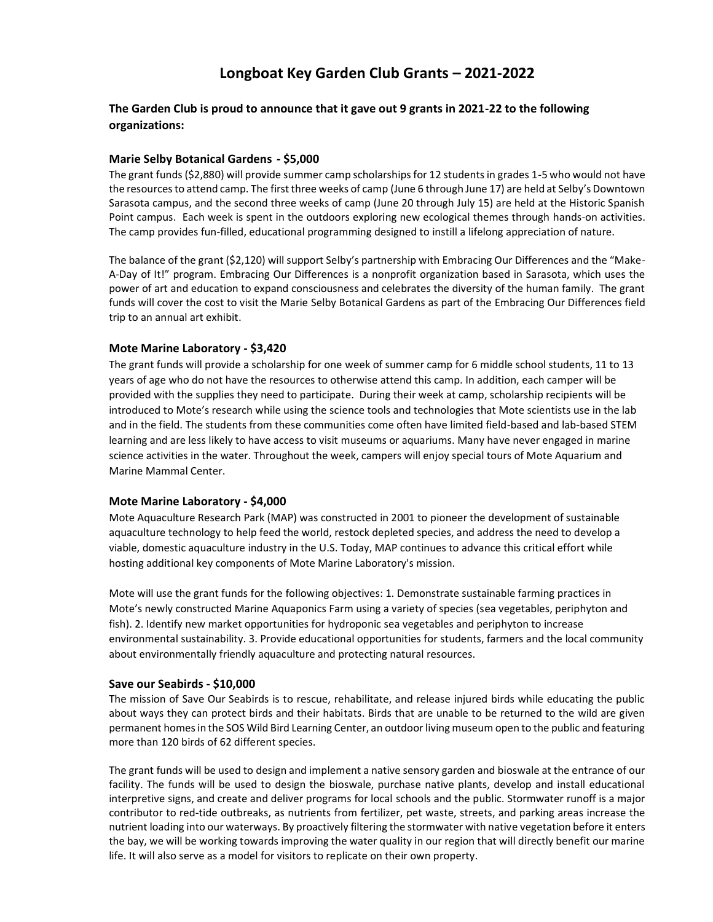# Longboat Key Garden Club Grants – 2021-2022

**The Garden Club is proud to announce that it gave out 9 grants in 2021-22 to the following organizations:**

### Marie Selby Botanical Gardens - $5,000

The grant funds ($2,880) will provide summer camp scholarships for 12 students in grades 1-5 who would not have the resources to attend camp. The first three weeks of camp (June 6 through June 17) are held at Selby's Downtown Sarasota campus, and the second three weeks of camp (June 20 through July 15) are held at the Historic Spanish Point campus. Each week is spent in the outdoors exploring new ecological themes through hands-on activities. The camp provides fun-filled, educational programming designed to instill a lifelong appreciation of nature.

The balance of the grant ($2,120) will support Selby's partnership with Embracing Our Differences and the "Make-A-Day of It!" program. Embracing Our Differences is a nonprofit organization based in Sarasota, which uses the power of art and education to expand consciousness and celebrates the diversity of the human family. The grant funds will cover the cost to visit the Marie Selby Botanical Gardens as part of the Embracing Our Differences field trip to an annual art exhibit.

### Mote Marine Laboratory - $3,420

The grant funds will provide a scholarship for one week of summer camp for 6 middle school students, 11 to 13 years of age who do not have the resources to otherwise attend this camp. In addition, each camper will be provided with the supplies they need to participate. During their week at camp, scholarship recipients will be introduced to Mote's research while using the science tools and technologies that Mote scientists use in the lab and in the field. The students from these communities come often have limited field-based and lab-based STEM learning and are less likely to have access to visit museums or aquariums. Many have never engaged in marine science activities in the water. Throughout the week, campers will enjoy special tours of Mote Aquarium and Marine Mammal Center.

### Mote Marine Laboratory - $4,000

Mote Aquaculture Research Park (MAP) was constructed in 2001 to pioneer the development of sustainable aquaculture technology to help feed the world, restock depleted species, and address the need to develop a viable, domestic aquaculture industry in the U.S. Today, MAP continues to advance this critical effort while hosting additional key components of Mote Marine Laboratory's mission.

Mote will use the grant funds for the following objectives: 1. Demonstrate sustainable farming practices in Mote's newly constructed Marine Aquaponics Farm using a variety of species (sea vegetables, periphyton and fish). 2. Identify new market opportunities for hydroponic sea vegetables and periphyton to increase environmental sustainability. 3. Provide educational opportunities for students, farmers and the local community about environmentally friendly aquaculture and protecting natural resources.

### Save our Seabirds - $10,000

The mission of Save Our Seabirds is to rescue, rehabilitate, and release injured birds while educating the public about ways they can protect birds and their habitats. Birds that are unable to be returned to the wild are given permanent homes in the SOS Wild Bird Learning Center, an outdoor living museum open to the public and featuring more than 120 birds of 62 different species.

The grant funds will be used to design and implement a native sensory garden and bioswale at the entrance of our facility. The funds will be used to design the bioswale, purchase native plants, develop and install educational interpretive signs, and create and deliver programs for local schools and the public. Stormwater runoff is a major contributor to red-tide outbreaks, as nutrients from fertilizer, pet waste, streets, and parking areas increase the nutrient loading into our waterways. By proactively filtering the stormwater with native vegetation before it enters the bay, we will be working towards improving the water quality in our region that will directly benefit our marine life. It will also serve as a model for visitors to replicate on their own property.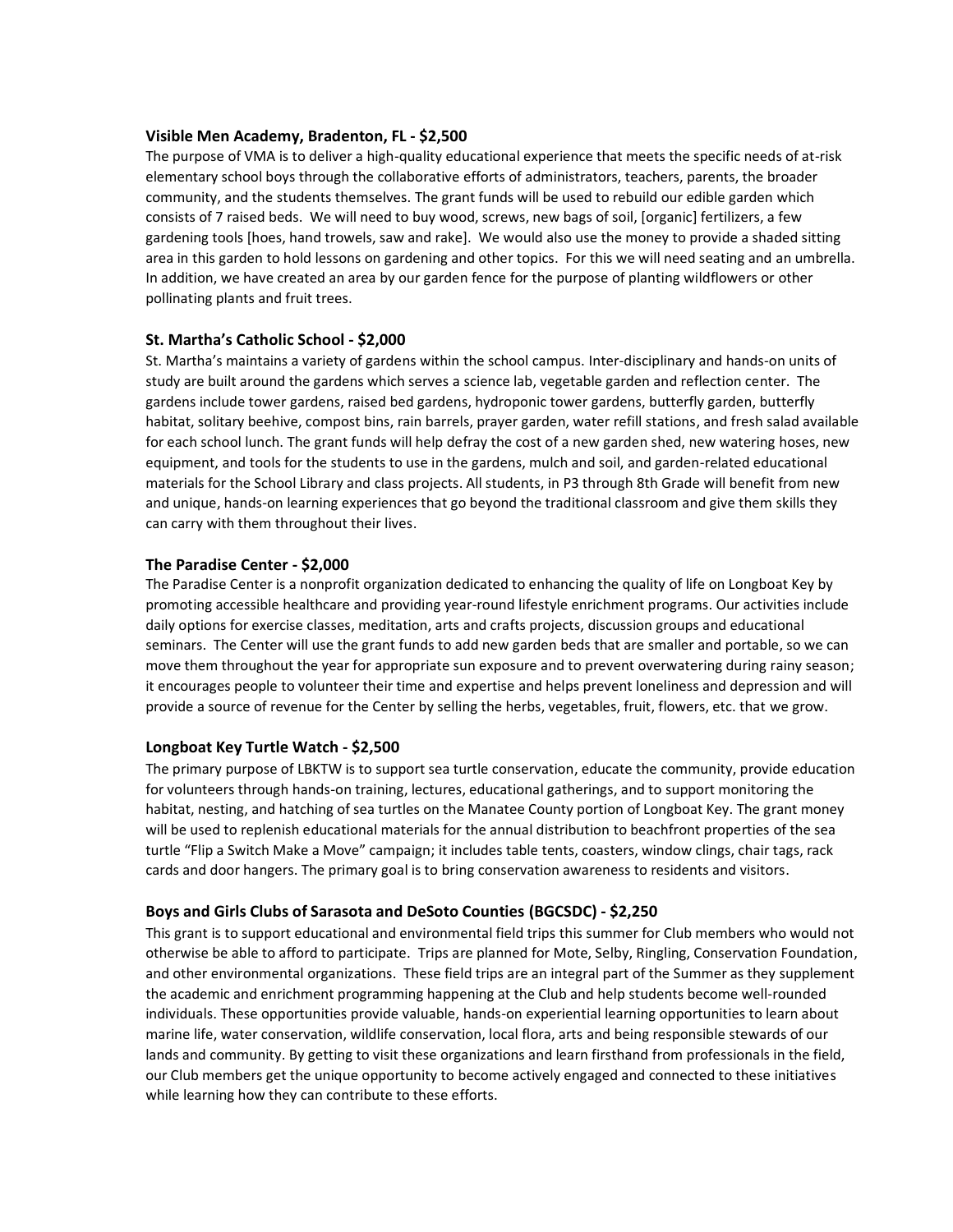**Visible Men Academy, Bradenton, FL - $2,500**

The purpose of VMA is to deliver a high-quality educational experience that meets the specific needs of at-risk elementary school boys through the collaborative efforts of administrators, teachers, parents, the broader community, and the students themselves. The grant funds will be used to rebuild our edible garden which consists of 7 raised beds. We will need to buy wood, screws, new bags of soil, [organic] fertilizers, a few gardening tools [hoes, hand trowels, saw and rake]. We would also use the money to provide a shaded sitting area in this garden to hold lessons on gardening and other topics. For this we will need seating and an umbrella. In addition, we have created an area by our garden fence for the purpose of planting wildflowers or other pollinating plants and fruit trees.

**St. Martha's Catholic School - $2,000**

St. Martha's maintains a variety of gardens within the school campus. Inter-disciplinary and hands-on units of study are built around the gardens which serves a science lab, vegetable garden and reflection center. The gardens include tower gardens, raised bed gardens, hydroponic tower gardens, butterfly garden, butterfly habitat, solitary beehive, compost bins, rain barrels, prayer garden, water refill stations, and fresh salad available for each school lunch. The grant funds will help defray the cost of a new garden shed, new watering hoses, new equipment, and tools for the students to use in the gardens, mulch and soil, and garden-related educational materials for the School Library and class projects. All students, in P3 through 8th Grade will benefit from new and unique, hands-on learning experiences that go beyond the traditional classroom and give them skills they can carry with them throughout their lives.

**The Paradise Center - $2,000**

The Paradise Center is a nonprofit organization dedicated to enhancing the quality of life on Longboat Key by promoting accessible healthcare and providing year-round lifestyle enrichment programs. Our activities include daily options for exercise classes, meditation, arts and crafts projects, discussion groups and educational seminars. The Center will use the grant funds to add new garden beds that are smaller and portable, so we can move them throughout the year for appropriate sun exposure and to prevent overwatering during rainy season; it encourages people to volunteer their time and expertise and helps prevent loneliness and depression and will provide a source of revenue for the Center by selling the herbs, vegetables, fruit, flowers, etc. that we grow.

**Longboat Key Turtle Watch - $2,500**

The primary purpose of LBKTW is to support sea turtle conservation, educate the community, provide education for volunteers through hands-on training, lectures, educational gatherings, and to support monitoring the habitat, nesting, and hatching of sea turtles on the Manatee County portion of Longboat Key. The grant money will be used to replenish educational materials for the annual distribution to beachfront properties of the sea turtle "Flip a Switch Make a Move" campaign; it includes table tents, coasters, window clings, chair tags, rack cards and door hangers. The primary goal is to bring conservation awareness to residents and visitors.

**Boys and Girls Clubs of Sarasota and DeSoto Counties (BGCSDC) - $2,250**

This grant is to support educational and environmental field trips this summer for Club members who would not otherwise be able to afford to participate. Trips are planned for Mote, Selby, Ringling, Conservation Foundation, and other environmental organizations. These field trips are an integral part of the Summer as they supplement the academic and enrichment programming happening at the Club and help students become well-rounded individuals. These opportunities provide valuable, hands-on experiential learning opportunities to learn about marine life, water conservation, wildlife conservation, local flora, arts and being responsible stewards of our lands and community. By getting to visit these organizations and learn firsthand from professionals in the field, our Club members get the unique opportunity to become actively engaged and connected to these initiatives while learning how they can contribute to these efforts.